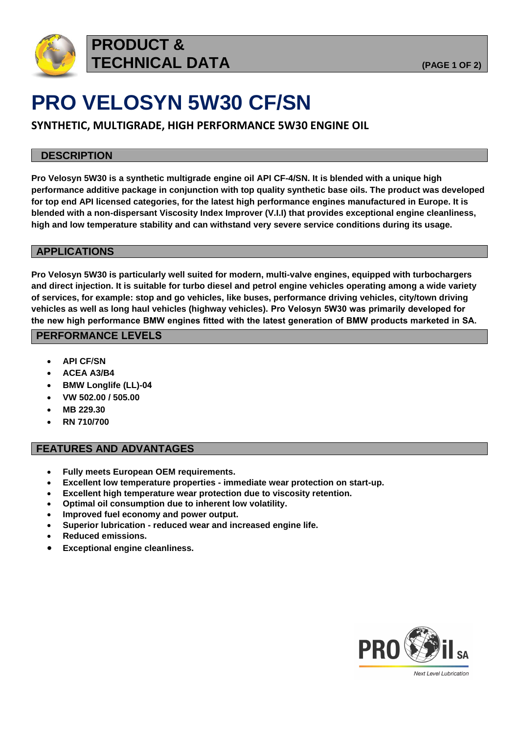# PRODUCT & TECHNICAL DATA

# PRO VELOSYN 5W30 CF/SN

**SYNTHETIC, MULTIGRADE, HIGH PERFORMANCE 5W30 ENGINE OIL**

## DESCRIPTION

**Pro Velosyn 5W30 is a synthetic multigrade engine oil API CF-4/SN. It is blended with a unique high performance additive package in conjunction with top quality synthetic base oils. The product was developed for top end API licensed categories, for the latest high performance engines manufactured in Europe. It is blended with a non-dispersant Viscosity Index Improver (V.I.I) that provides exceptional engine cleanliness, high and low temperature stability and can withstand very severe service conditions during its usage.**

## APPLICATIONS

**Pro Velosyn 5W30 is particularly well suited for modern, multi-valve engines, equipped with turbochargers and direct injection. It is suitable for turbo diesel and petrol engine vehicles operating among a wide variety of services, for example: stop and go vehicles, like buses, performance driving vehicles, city/town driving vehicles as well as long haul vehicles (highway vehicles). Pro Velosyn 5W30 was primarily developed for the new high performance BMW engines fitted with the latest generation of BMW products marketed in SA.**

## PERFORMANCE LEVELS

- **API CF/SN**
- **ACEA A3/B4**
- **BMW Longlife (LL)-04**
- **VW 502.00 / 505.00**
- **MB 229.30**
- **RN 710/700**

## FEATURES AND ADVANTAGES

- **Fully meets European OEM requirements.**
- **Excellent low temperature properties - immediate wear protection on start-up.**
- **Excellent high temperature wear protection due to viscosity retention.**
- **Optimal oil consumption due to inherent low volatility.**
- **Improved fuel economy and power output.**
- **Superior lubrication - reduced wear and increased engine life.**
- **Reduced emissions.**
- **Exceptional engine cleanliness.**

PRO Oil SA

*Next Level Lubrication*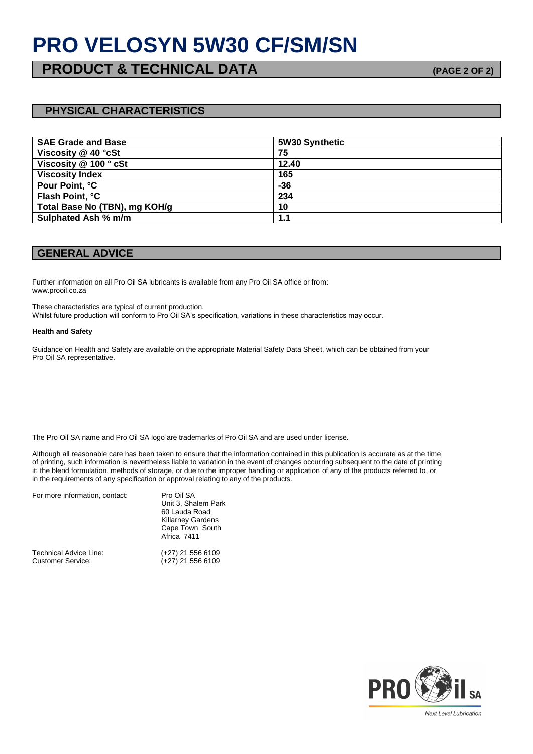# PRO VELOSYN 5W30 CF/SM/SN

## PRODUCT & TECHNICAL DATA

## PHYSICAL CHARACTERISTICS

| | |
|---|---|
| **SAE Grade and Base** | **5W30 Synthetic** |
| **Viscosity @ 40 °cSt** | **75** |
| **Viscosity @ 100 ° cSt** | **12.40** |
| **Viscosity Index** | **165** |
| **Pour Point, °C** | **-36** |
| **Flash Point, °C** | **234** |
| **Total Base No (TBN), mg KOH/g** | **10** |
| **Sulphated Ash % m/m** | **1.1** |

## GENERAL ADVICE

Further information on all Pro Oil SA lubricants is available from any Pro Oil SA office or from:
www.prooil.co.za

These characteristics are typical of current production.
Whilst future production will conform to Pro Oil SA's specification, variations in these characteristics may occur.

**Health and Safety**

Guidance on Health and Safety are available on the appropriate Material Safety Data Sheet, which can be obtained from your Pro Oil SA representative.

The Pro Oil SA name and Pro Oil SA logo are trademarks of Pro Oil SA and are used under license.

Although all reasonable care has been taken to ensure that the information contained in this publication is accurate as at the time of printing, such information is nevertheless liable to variation in the event of changes occurring subsequent to the date of printing it: the blend formulation, methods of storage, or due to the improper handling or application of any of the products referred to, or in the requirements of any specification or approval relating to any of the products.

For more information, contact:

Pro Oil SA
Unit 3, Shalem Park
60 Lauda Road
Killarney Gardens
Cape Town South
Africa 7411

Technical Advice Line: (+27) 21 556 6109
Customer Service: (+27) 21 556 6109

PRO Oil SA
Next Level Lubrication